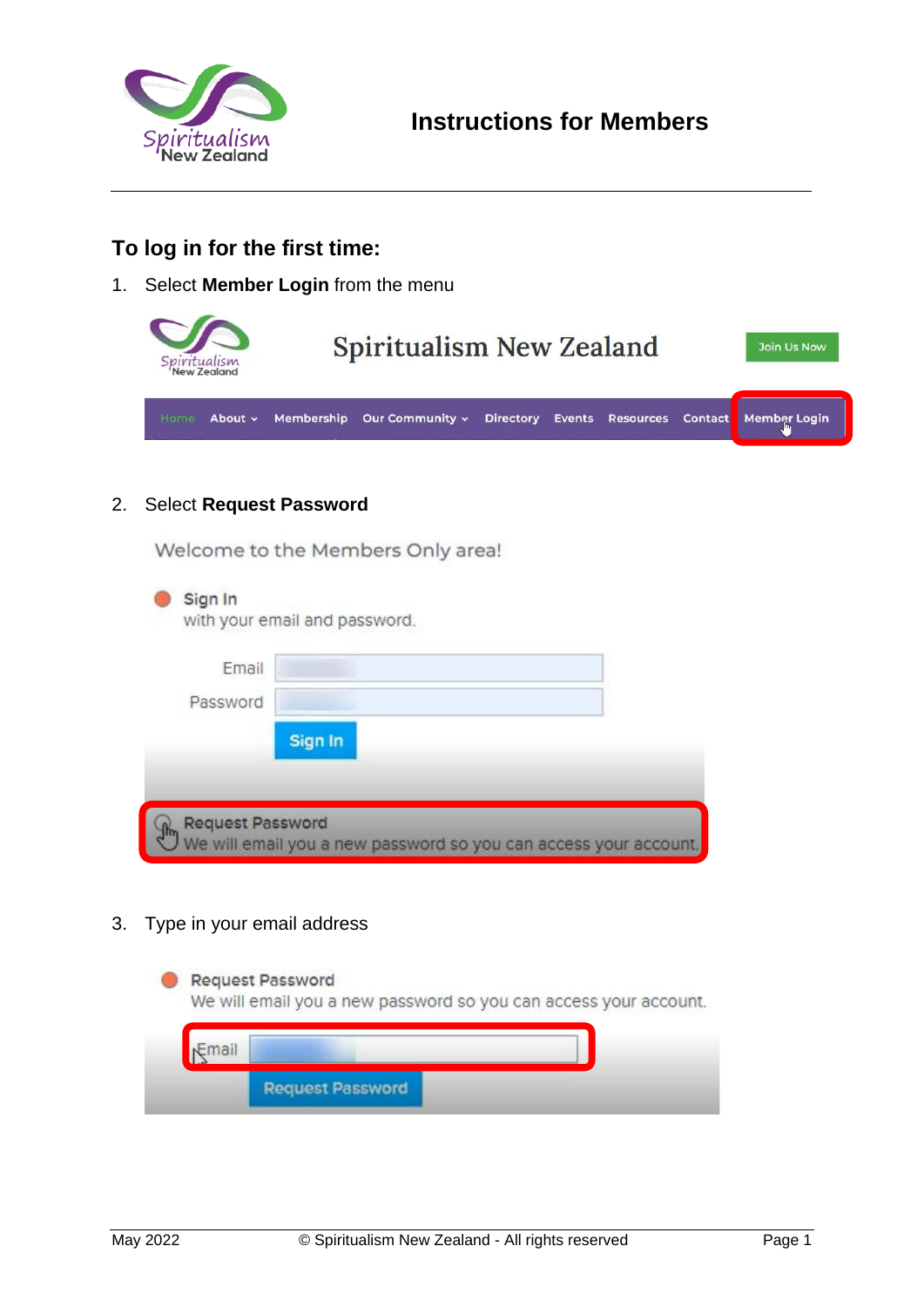# Instructions for Members

## To log in for the first time:

1. Select **Member Login** from the menu

2. Select **Request Password**

3. Type in your email address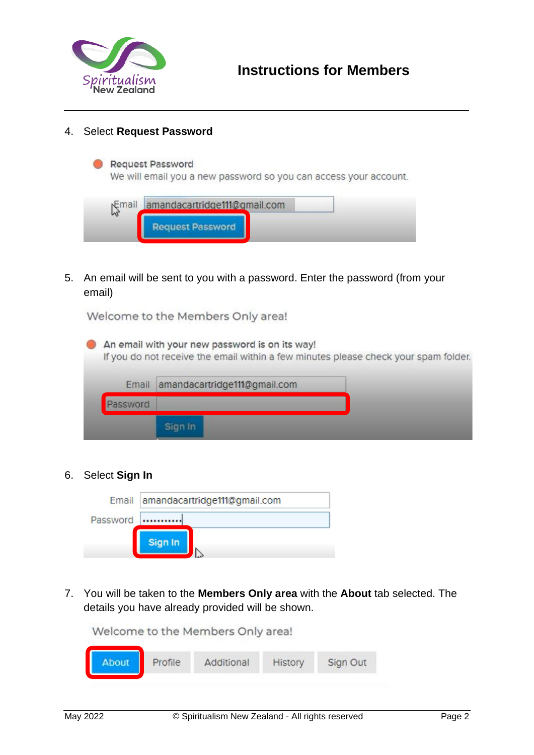4. Select **Request Password**

Request Password
We will email you a new password so you can access your account.

Email amandacartridge111@gmail.com

Request Password

5. An email will be sent to you with a password. Enter the password (from your email)

Welcome to the Members Only area!

An email with your new password is on its way!
If you do not receive the email within a few minutes please check your spam folder.

Email amandacartridge111@gmail.com

Password

Sign In

6. Select **Sign In**

Email amandacartridge111@gmail.com

Password ..........

Sign In

7. You will be taken to the **Members Only area** with the **About** tab selected. The details you have already provided will be shown.

Welcome to the Members Only area!

About | Profile | Additional | History | Sign Out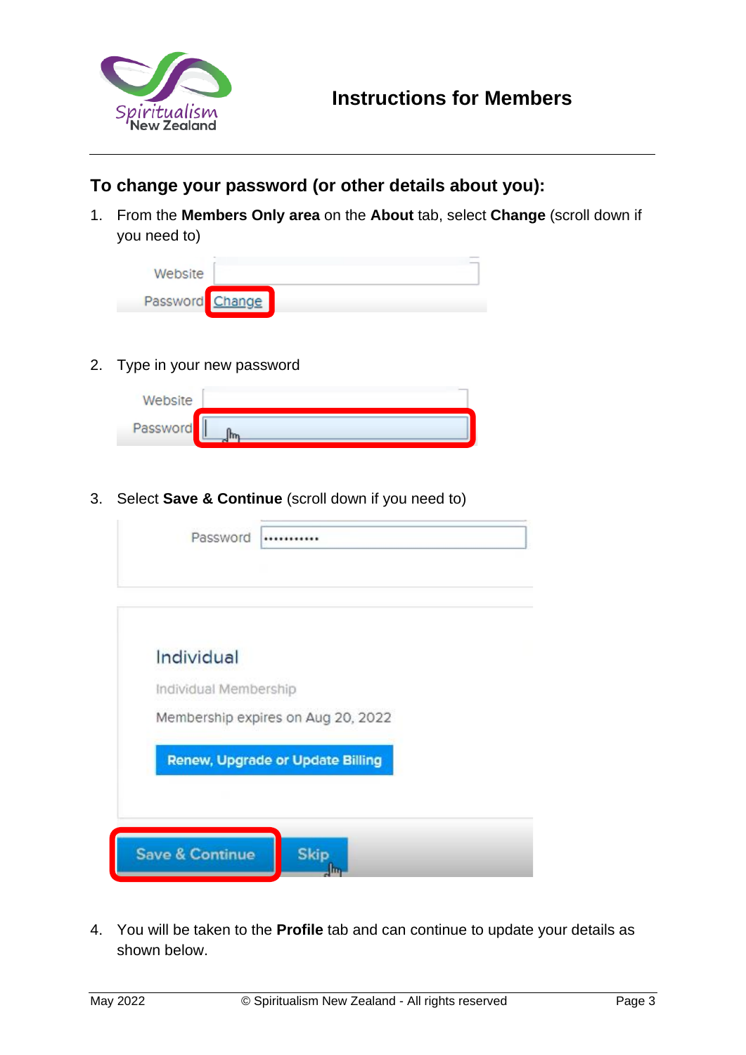**Instructions for Members**

## To change your password (or other details about you):

1. From the **Members Only area** on the **About** tab, select **Change** (scroll down if you need to)

2. Type in your new password

3. Select **Save & Continue** (scroll down if you need to)

4. You will be taken to the **Profile** tab and can continue to update your details as shown below.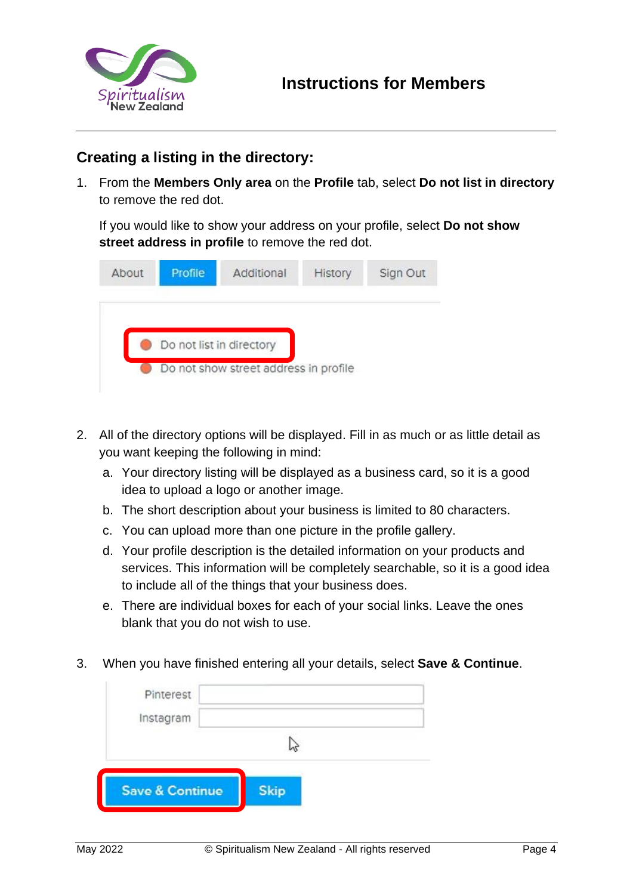## Creating a listing in the directory:

1. From the **Members Only area** on the **Profile** tab, select **Do not list in directory** to remove the red dot.

   If you would like to show your address on your profile, select **Do not show street address in profile** to remove the red dot.

2. All of the directory options will be displayed. Fill in as much or as little detail as you want keeping the following in mind:
   a. Your directory listing will be displayed as a business card, so it is a good idea to upload a logo or another image.
   b. The short description about your business is limited to 80 characters.
   c. You can upload more than one picture in the profile gallery.
   d. Your profile description is the detailed information on your products and services. This information will be completely searchable, so it is a good idea to include all of the things that your business does.
   e. There are individual boxes for each of your social links. Leave the ones blank that you do not wish to use.

3. When you have finished entering all your details, select **Save & Continue**.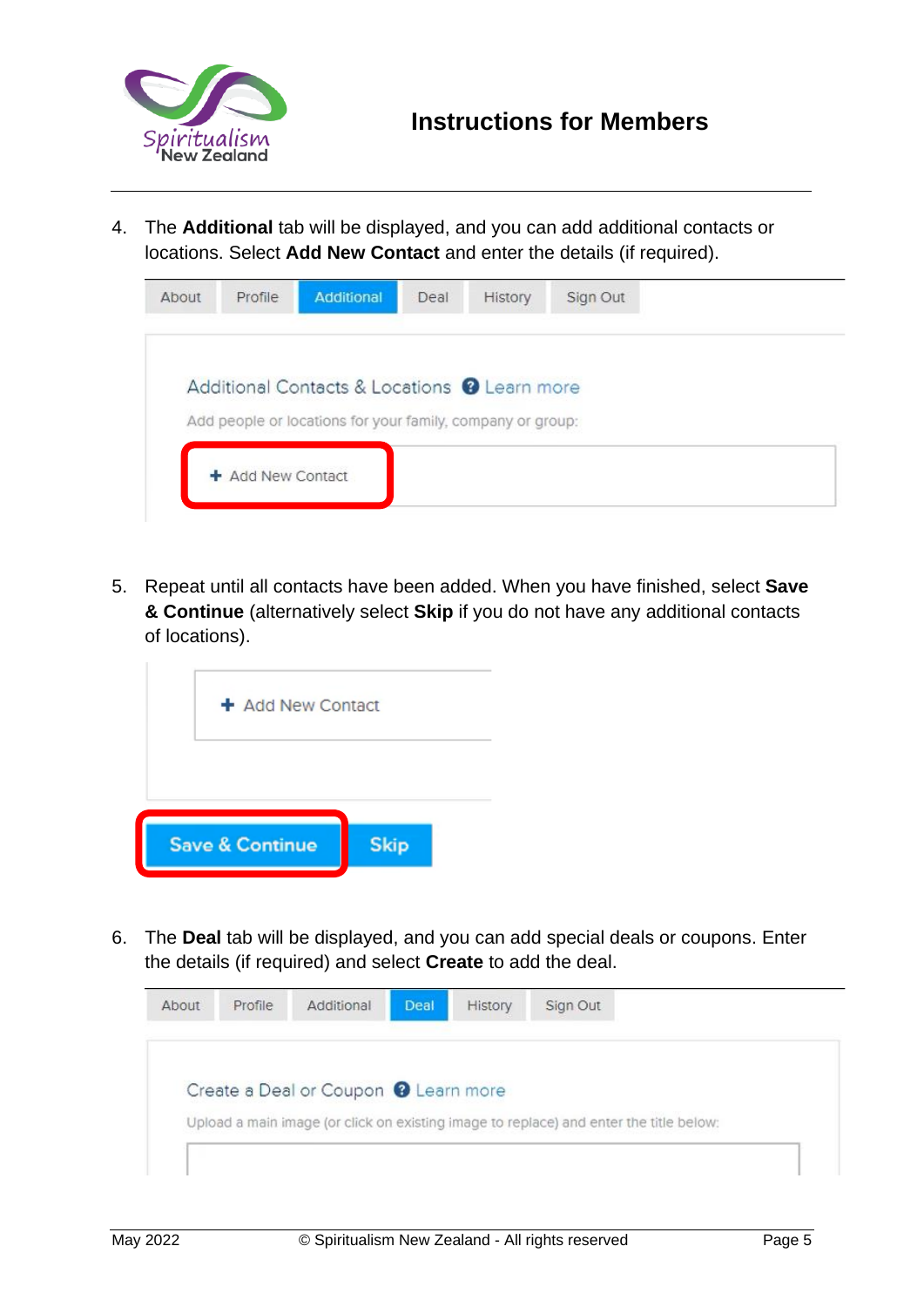4. The **Additional** tab will be displayed, and you can add additional contacts or locations. Select **Add New Contact** and enter the details (if required).

5. Repeat until all contacts have been added. When you have finished, select **Save & Continue** (alternatively select **Skip** if you do not have any additional contacts of locations).

6. The **Deal** tab will be displayed, and you can add special deals or coupons. Enter the details (if required) and select **Create** to add the deal.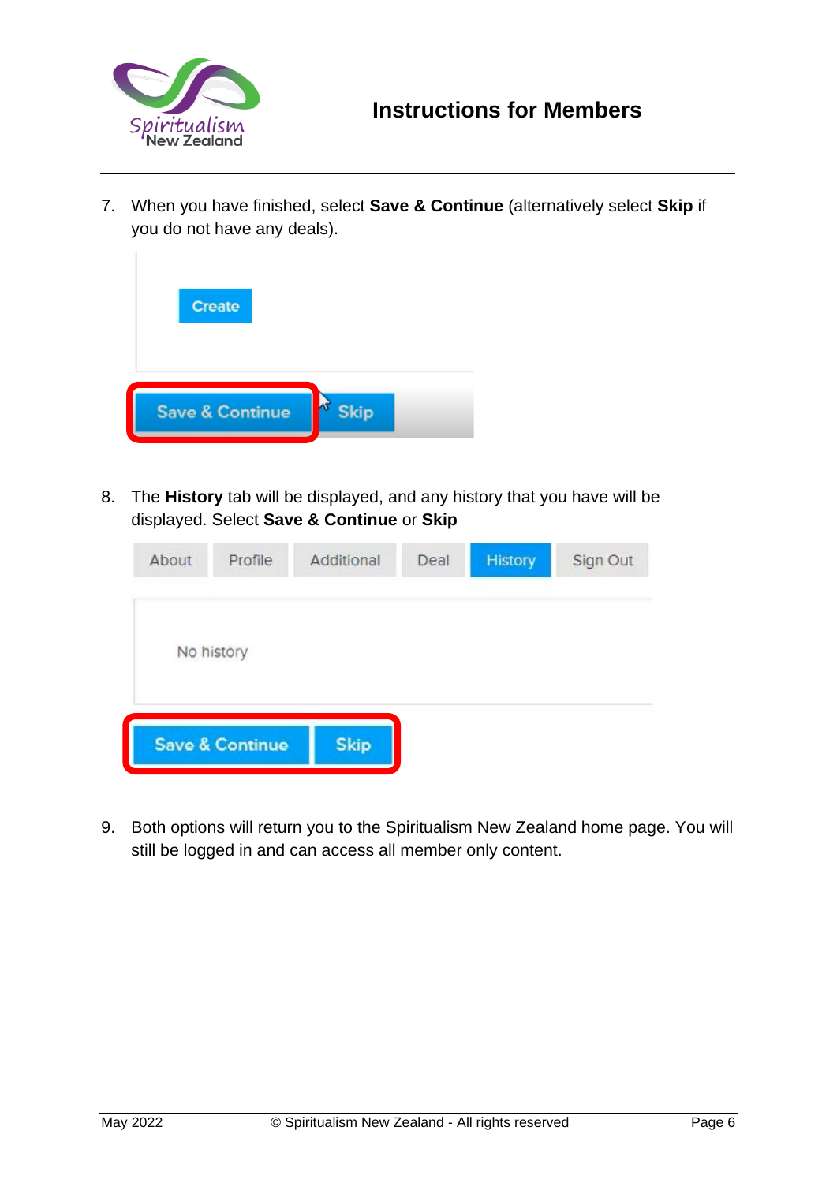7. When you have finished, select **Save & Continue** (alternatively select **Skip** if you do not have any deals).

8. The **History** tab will be displayed, and any history that you have will be displayed. Select **Save & Continue** or **Skip**

9. Both options will return you to the Spiritualism New Zealand home page. You will still be logged in and can access all member only content.